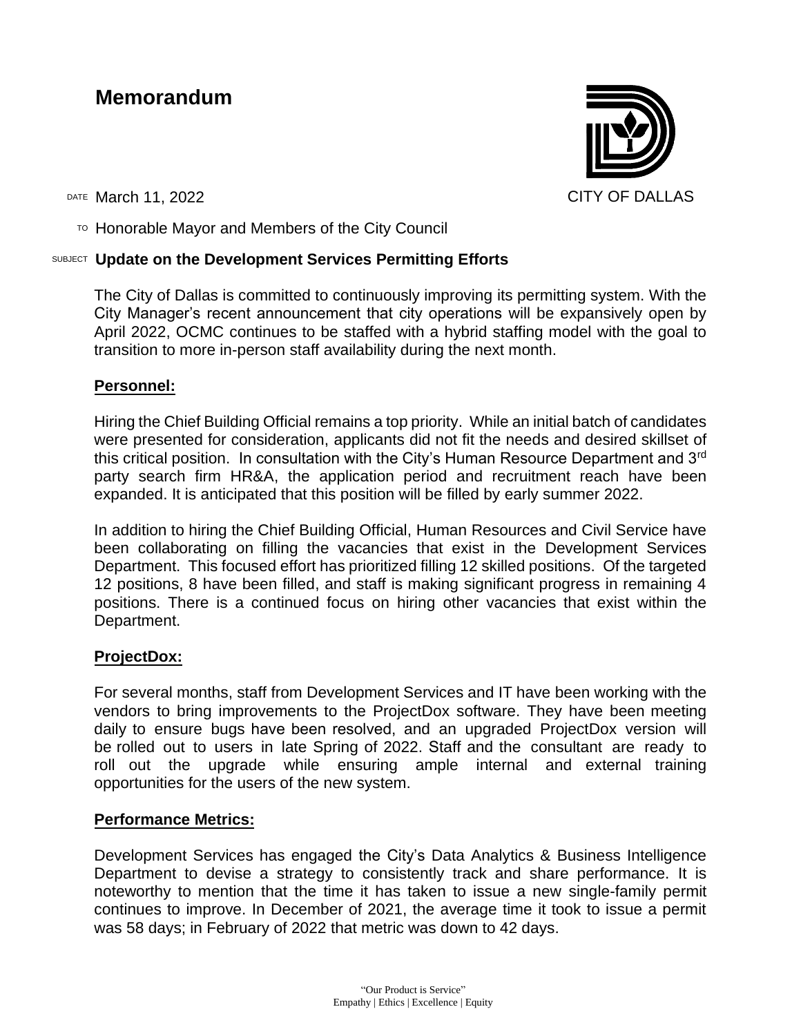# Memorandum

CITY OF DALLAS

DATE March 11, 2022

TO Honorable Mayor and Members of the City Council

SUBJECT **Update on the Development Services Permitting Efforts**

The City of Dallas is committed to continuously improving its permitting system. With the City Manager's recent announcement that city operations will be expansively open by April 2022, OCMC continues to be staffed with a hybrid staffing model with the goal to transition to more in-person staff availability during the next month.

## Personnel:

Hiring the Chief Building Official remains a top priority. While an initial batch of candidates were presented for consideration, applicants did not fit the needs and desired skillset of this critical position. In consultation with the City's Human Resource Department and 3rd party search firm HR&A, the application period and recruitment reach have been expanded. It is anticipated that this position will be filled by early summer 2022.

In addition to hiring the Chief Building Official, Human Resources and Civil Service have been collaborating on filling the vacancies that exist in the Development Services Department. This focused effort has prioritized filling 12 skilled positions. Of the targeted 12 positions, 8 have been filled, and staff is making significant progress in remaining 4 positions. There is a continued focus on hiring other vacancies that exist within the Department.

## ProjectDox:

For several months, staff from Development Services and IT have been working with the vendors to bring improvements to the ProjectDox software. They have been meeting daily to ensure bugs have been resolved, and an upgraded ProjectDox version will be rolled out to users in late Spring of 2022. Staff and the consultant are ready to roll out the upgrade while ensuring ample internal and external training opportunities for the users of the new system.

## Performance Metrics:

Development Services has engaged the City's Data Analytics & Business Intelligence Department to devise a strategy to consistently track and share performance. It is noteworthy to mention that the time it has taken to issue a new single-family permit continues to improve. In December of 2021, the average time it took to issue a permit was 58 days; in February of 2022 that metric was down to 42 days.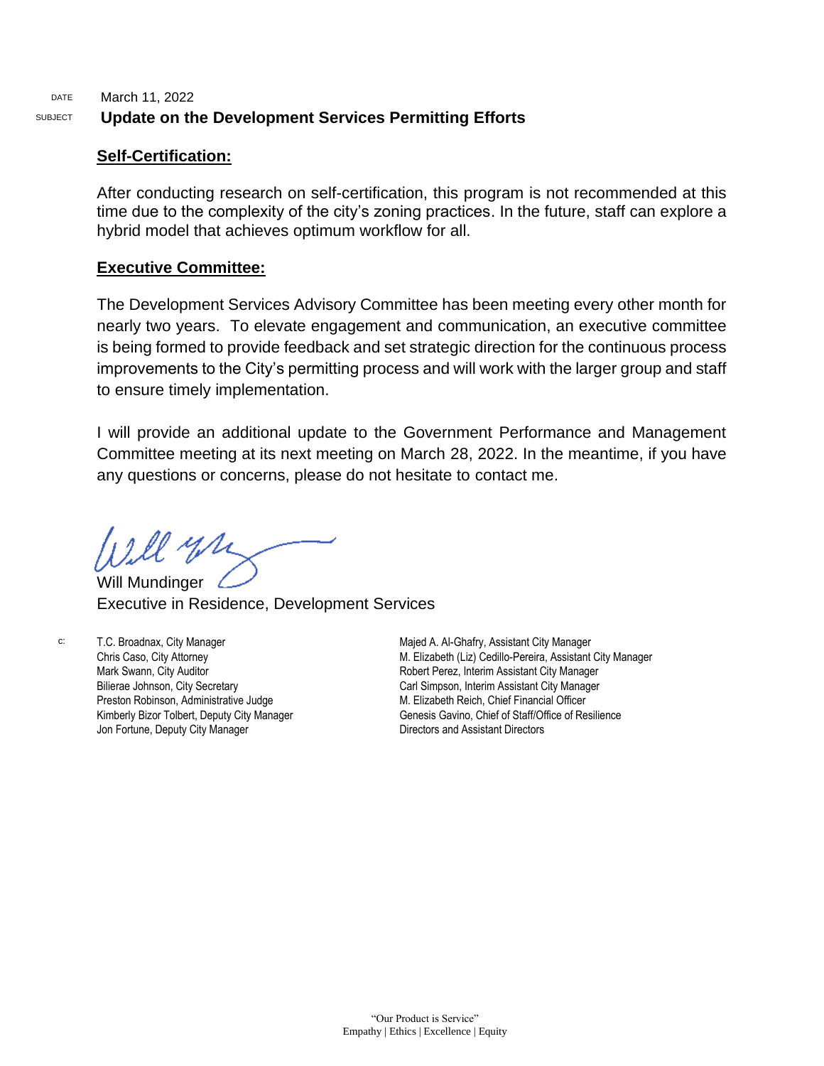DATE March 11, 2022

SUBJECT **Update on the Development Services Permitting Efforts**

**Self-Certification:**

After conducting research on self-certification, this program is not recommended at this time due to the complexity of the city's zoning practices. In the future, staff can explore a hybrid model that achieves optimum workflow for all.

**Executive Committee:**

The Development Services Advisory Committee has been meeting every other month for nearly two years. To elevate engagement and communication, an executive committee is being formed to provide feedback and set strategic direction for the continuous process improvements to the City's permitting process and will work with the larger group and staff to ensure timely implementation.

I will provide an additional update to the Government Performance and Management Committee meeting at its next meeting on March 28, 2022. In the meantime, if you have any questions or concerns, please do not hesitate to contact me.

Will Mundinger
Executive in Residence, Development Services

c:
T.C. Broadnax, City Manager
Chris Caso, City Attorney
Mark Swann, City Auditor
Bilierae Johnson, City Secretary
Preston Robinson, Administrative Judge
Kimberly Bizor Tolbert, Deputy City Manager
Jon Fortune, Deputy City Manager
Majed A. Al-Ghafry, Assistant City Manager
M. Elizabeth (Liz) Cedillo-Pereira, Assistant City Manager
Robert Perez, Interim Assistant City Manager
Carl Simpson, Interim Assistant City Manager
M. Elizabeth Reich, Chief Financial Officer
Genesis Gavino, Chief of Staff/Office of Resilience
Directors and Assistant Directors

"Our Product is Service"
Empathy | Ethics | Excellence | Equity